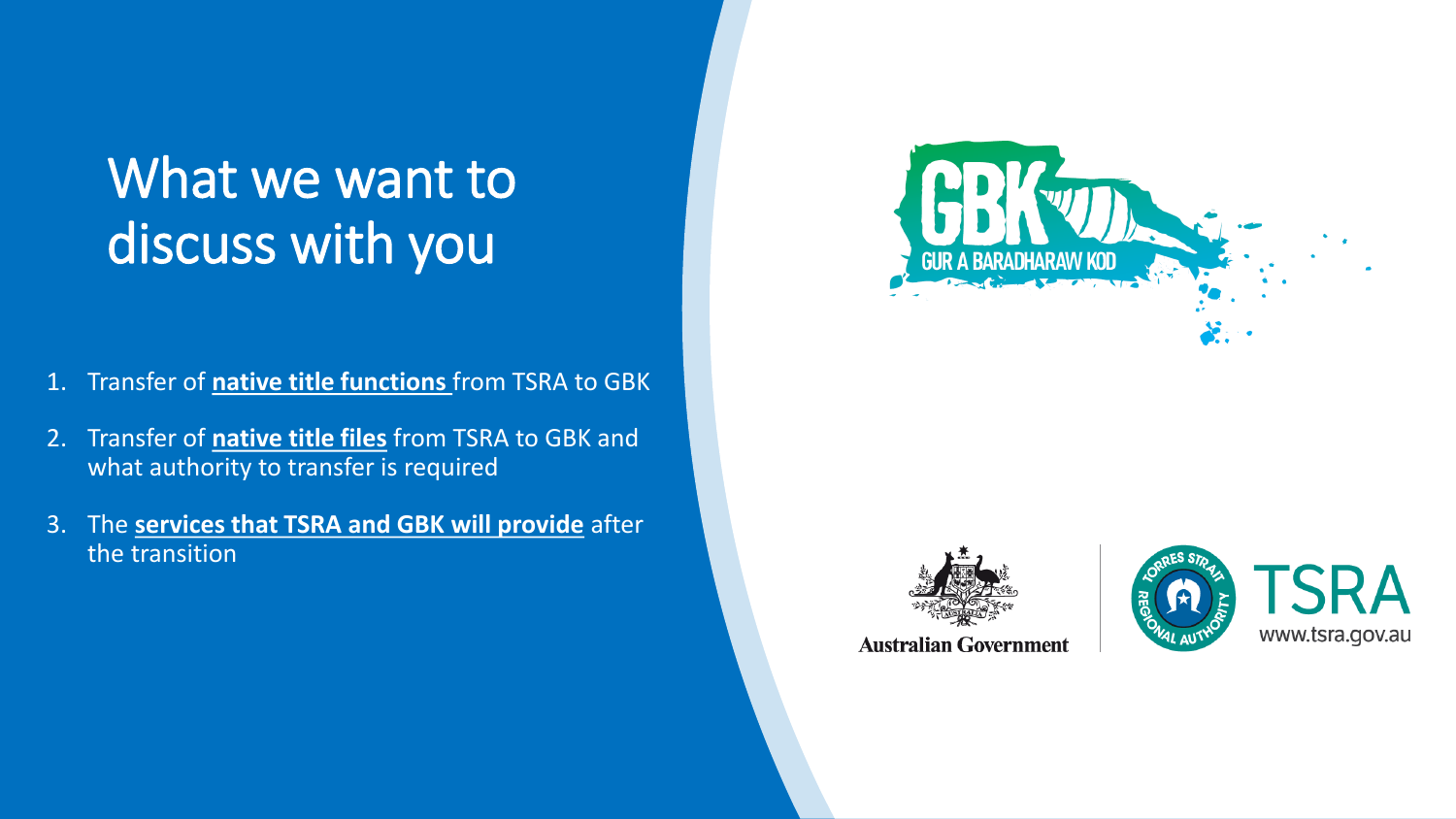# What we want to discuss with you

1. Transfer of **native title functions** from TSRA to GBK
2. Transfer of **native title files** from TSRA to GBK and what authority to transfer is required
3. The **services that TSRA and GBK will provide** after the transition

GBK GUR A BARADHARAW KOD

Australian Government

TORRES STRAIT REGIONAL AUTHORITY

TSRA

www.tsra.gov.au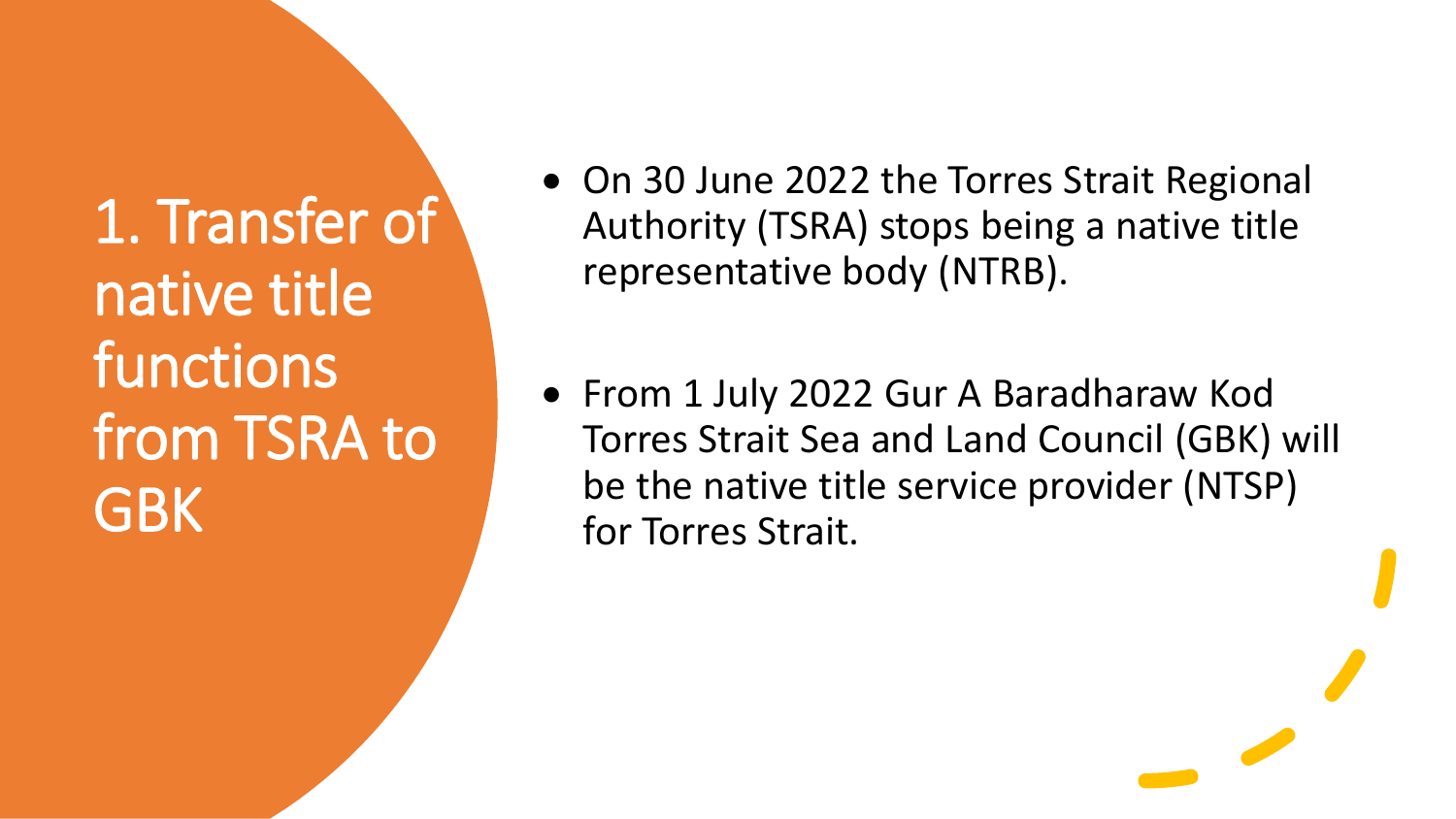# 1. Transfer of native title functions from TSRA to GBK

- On 30 June 2022 the Torres Strait Regional Authority (TSRA) stops being a native title representative body (NTRB).
- From 1 July 2022 Gur A Baradharaw Kod Torres Strait Sea and Land Council (GBK) will be the native title service provider (NTSP) for Torres Strait.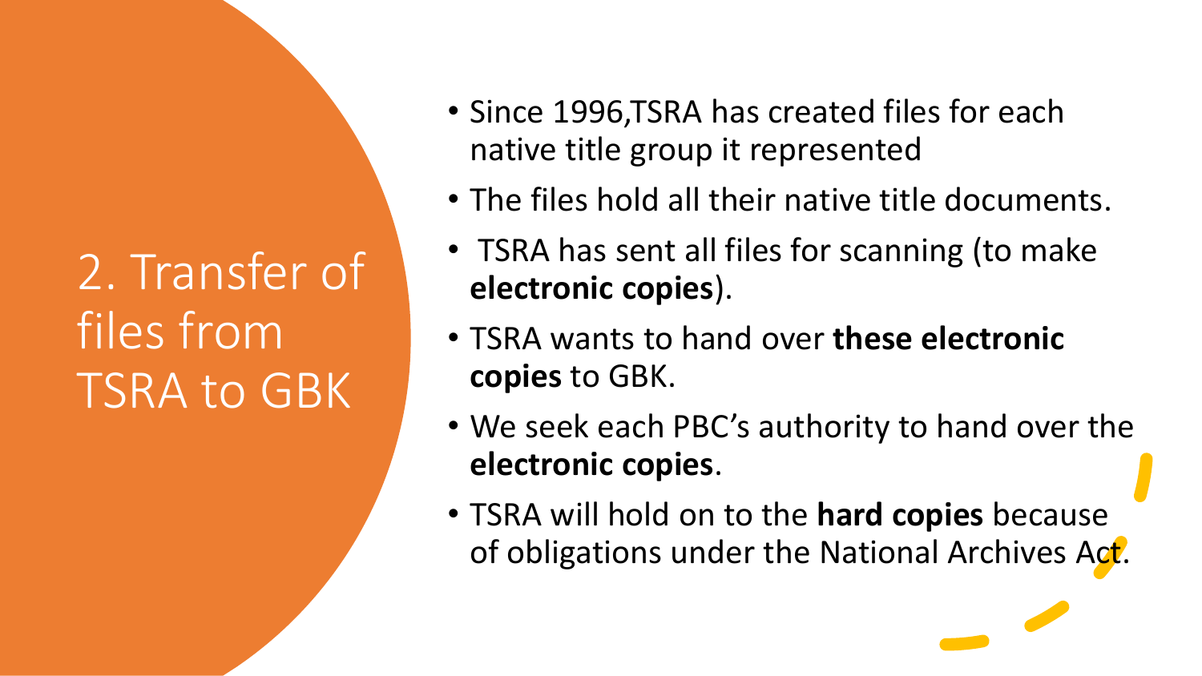# 2. Transfer of files from TSRA to GBK

- Since 1996,TSRA has created files for each native title group it represented
- The files hold all their native title documents.
- TSRA has sent all files for scanning (to make **electronic copies**).
- TSRA wants to hand over **these electronic copies** to GBK.
- We seek each PBC's authority to hand over the **electronic copies**.
- TSRA will hold on to the **hard copies** because of obligations under the National Archives Act.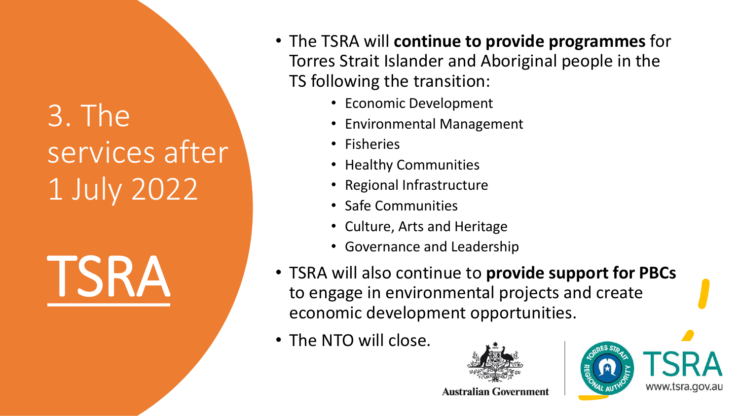# 3. The services after 1 July 2022

## TSRA

- The TSRA will **continue to provide programmes** for Torres Strait Islander and Aboriginal people in the TS following the transition:
  - Economic Development
  - Environmental Management
  - Fisheries
  - Healthy Communities
  - Regional Infrastructure
  - Safe Communities
  - Culture, Arts and Heritage
  - Governance and Leadership
- TSRA will also continue to **provide support for PBCs** to engage in environmental projects and create economic development opportunities.
- The NTO will close.

Australian Government

TSRA
www.tsra.gov.au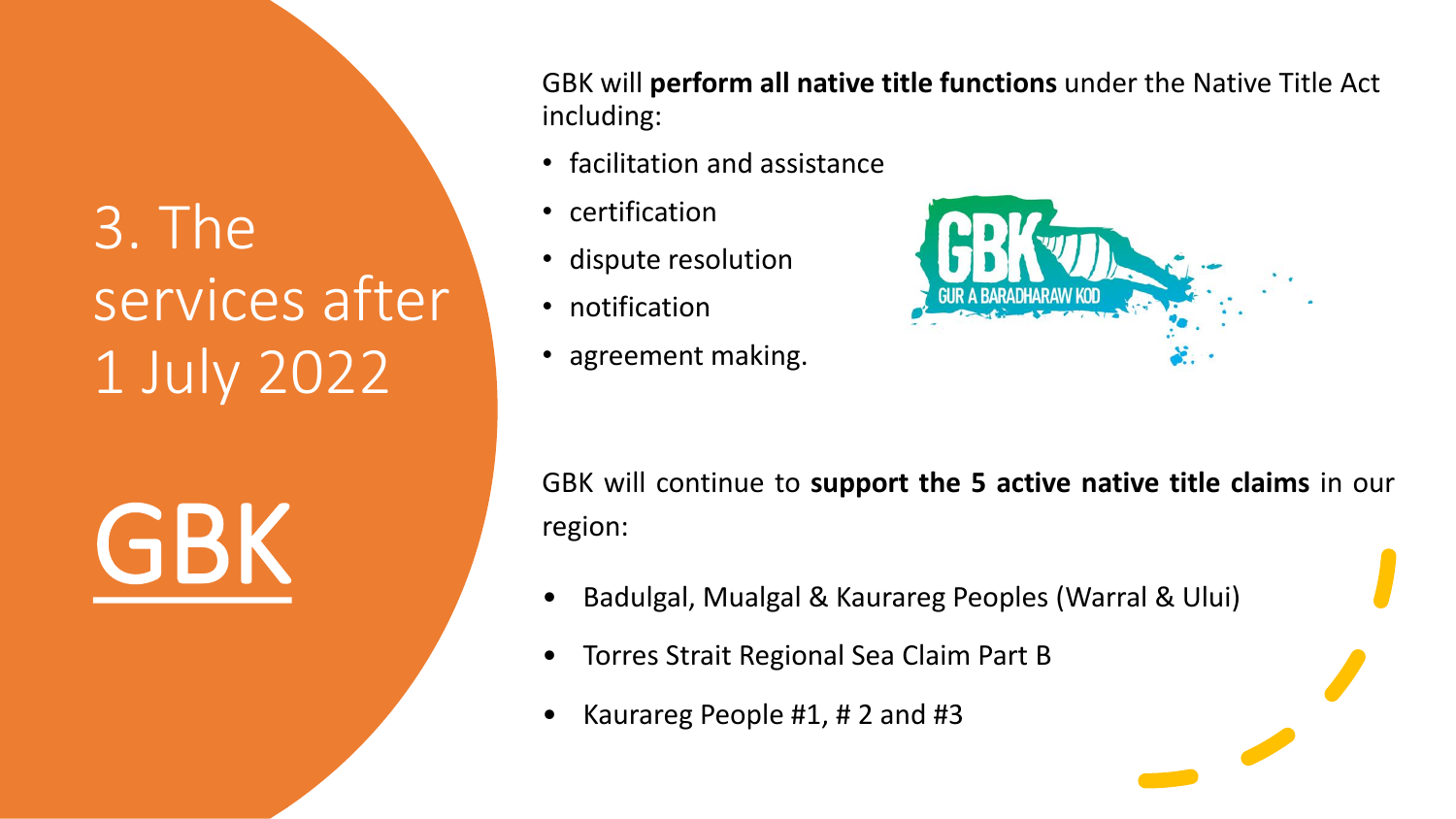# 3. The services after 1 July 2022

# GBK

GBK will **perform all native title functions** under the Native Title Act including:

- facilitation and assistance
- certification
- dispute resolution
- notification
- agreement making.

GBK will continue to **support the 5 active native title claims** in our region:

- Badulgal, Mualgal & Kaurareg Peoples (Warral & Ului)
- Torres Strait Regional Sea Claim Part B
- Kaurareg People #1, # 2 and #3